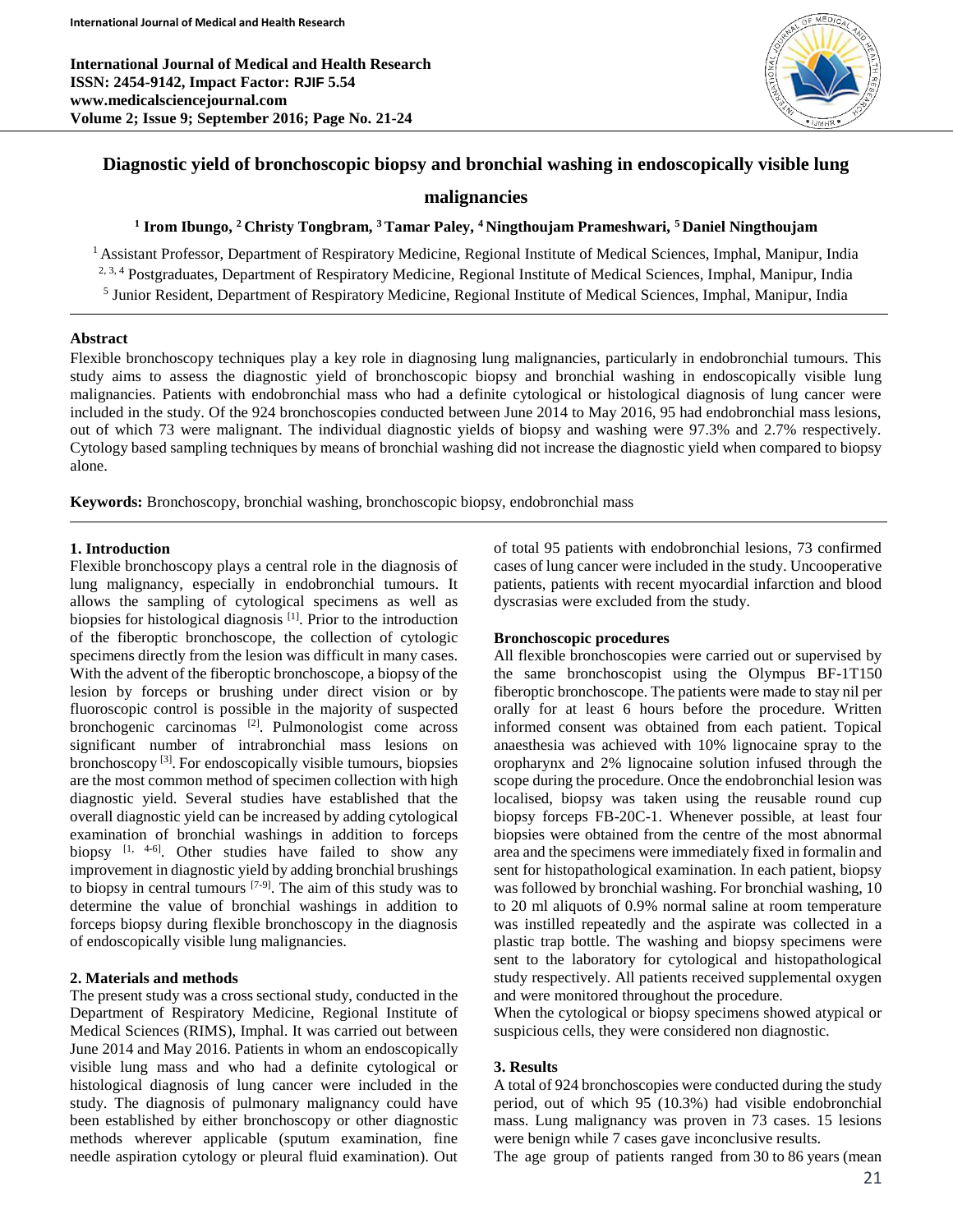# Diagnostic yield of bronchoscopic biopsy and bronchial washing in endoscopically visible lung malignancies

**[1] Irom Ibungo, [2] Christy Tongbram, [3] Tamar Paley, [4] Ningthoujam Prameshwari, [5] Daniel Ningthoujam**

[1] Assistant Professor, Department of Respiratory Medicine, Regional Institute of Medical Sciences, Imphal, Manipur, India
[2, 3, 4] Postgraduates, Department of Respiratory Medicine, Regional Institute of Medical Sciences, Imphal, Manipur, India
[5] Junior Resident, Department of Respiratory Medicine, Regional Institute of Medical Sciences, Imphal, Manipur, India

### Abstract

Flexible bronchoscopy techniques play a key role in diagnosing lung malignancies, particularly in endobronchial tumours. This study aims to assess the diagnostic yield of bronchoscopic biopsy and bronchial washing in endoscopically visible lung malignancies. Patients with endobronchial mass who had a definite cytological or histological diagnosis of lung cancer were included in the study. Of the 924 bronchoscopies conducted between June 2014 to May 2016, 95 had endobronchial mass lesions, out of which 73 were malignant. The individual diagnostic yields of biopsy and washing were 97.3% and 2.7% respectively. Cytology based sampling techniques by means of bronchial washing did not increase the diagnostic yield when compared to biopsy alone.

**Keywords:** Bronchoscopy, bronchial washing, bronchoscopic biopsy, endobronchial mass

## 1. Introduction

Flexible bronchoscopy plays a central role in the diagnosis of lung malignancy, especially in endobronchial tumours. It allows the sampling of cytological specimens as well as biopsies for histological diagnosis [1]. Prior to the introduction of the fiberoptic bronchoscope, the collection of cytologic specimens directly from the lesion was difficult in many cases. With the advent of the fiberoptic bronchoscope, a biopsy of the lesion by forceps or brushing under direct vision or by fluoroscopic control is possible in the majority of suspected bronchogenic carcinomas [2]. Pulmonologist come across significant number of intrabronchial mass lesions on bronchoscopy [3]. For endoscopically visible tumours, biopsies are the most common method of specimen collection with high diagnostic yield. Several studies have established that the overall diagnostic yield can be increased by adding cytological examination of bronchial washings in addition to forceps biopsy [1, 4-6]. Other studies have failed to show any improvement in diagnostic yield by adding bronchial brushings to biopsy in central tumours [7-9]. The aim of this study was to determine the value of bronchial washings in addition to forceps biopsy during flexible bronchoscopy in the diagnosis of endoscopically visible lung malignancies.

## 2. Materials and methods

The present study was a cross sectional study, conducted in the Department of Respiratory Medicine, Regional Institute of Medical Sciences (RIMS), Imphal. It was carried out between June 2014 and May 2016. Patients in whom an endoscopically visible lung mass and who had a definite cytological or histological diagnosis of lung cancer were included in the study. The diagnosis of pulmonary malignancy could have been established by either bronchoscopy or other diagnostic methods wherever applicable (sputum examination, fine needle aspiration cytology or pleural fluid examination). Out of total 95 patients with endobronchial lesions, 73 confirmed cases of lung cancer were included in the study. Uncooperative patients, patients with recent myocardial infarction and blood dyscrasias were excluded from the study.

### Bronchoscopic procedures

All flexible bronchoscopies were carried out or supervised by the same bronchoscopist using the Olympus BF-1T150 fiberoptic bronchoscope. The patients were made to stay nil per orally for at least 6 hours before the procedure. Written informed consent was obtained from each patient. Topical anaesthesia was achieved with 10% lignocaine spray to the oropharynx and 2% lignocaine solution infused through the scope during the procedure. Once the endobronchial lesion was localised, biopsy was taken using the reusable round cup biopsy forceps FB-20C-1. Whenever possible, at least four biopsies were obtained from the centre of the most abnormal area and the specimens were immediately fixed in formalin and sent for histopathological examination. In each patient, biopsy was followed by bronchial washing. For bronchial washing, 10 to 20 ml aliquots of 0.9% normal saline at room temperature was instilled repeatedly and the aspirate was collected in a plastic trap bottle. The washing and biopsy specimens were sent to the laboratory for cytological and histopathological study respectively. All patients received supplemental oxygen and were monitored throughout the procedure.

When the cytological or biopsy specimens showed atypical or suspicious cells, they were considered non diagnostic.

## 3. Results

A total of 924 bronchoscopies were conducted during the study period, out of which 95 (10.3%) had visible endobronchial mass. Lung malignancy was proven in 73 cases. 15 lesions were benign while 7 cases gave inconclusive results.

The age group of patients ranged from 30 to 86 years (mean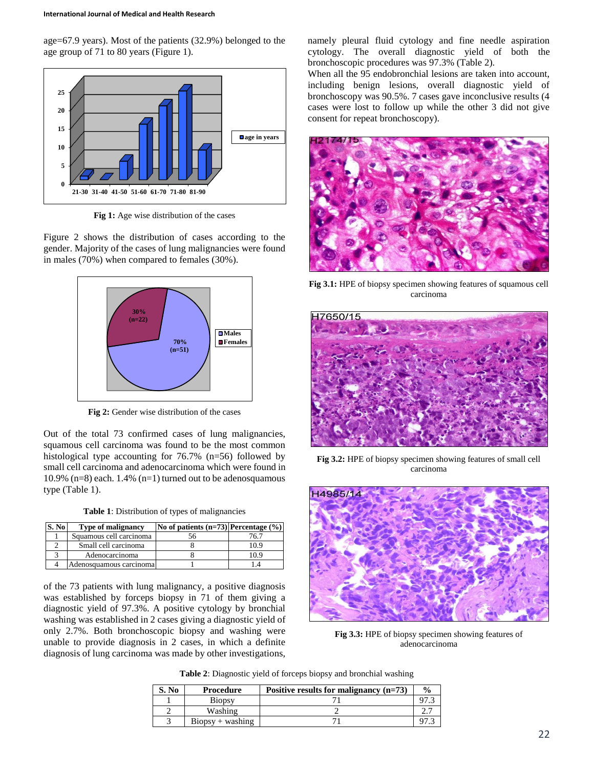age=67.9 years). Most of the patients (32.9%) belonged to the age group of 71 to 80 years (Figure 1).

25
20
15
10
5
0
21-30 31-40 41-50 51-60 61-70 71-80 81-90
age in years

**Fig 1:** Age wise distribution of the cases

Figure 2 shows the distribution of cases according to the gender. Majority of the cases of lung malignancies were found in males (70%) when compared to females (30%).

30% (n=22)
70% (n=51)
Males
Females

**Fig 2:** Gender wise distribution of the cases

Out of the total 73 confirmed cases of lung malignancies, squamous cell carcinoma was found to be the most common histological type accounting for 76.7% (n=56) followed by small cell carcinoma and adenocarcinoma which were found in 10.9% (n=8) each. 1.4% (n=1) turned out to be adenosquamous type (Table 1).

**Table 1**: Distribution of types of malignancies

| S. No | Type of malignancy | No of patients (n=73) | Percentage (%) |
|---|---|---|---|
| 1 | Squamous cell carcinoma | 56 | 76.7 |
| 2 | Small cell carcinoma | 8 | 10.9 |
| 3 | Adenocarcinoma | 8 | 10.9 |
| 4 | Adenosquamous carcinoma | 1 | 1.4 |

of the 73 patients with lung malignancy, a positive diagnosis was established by forceps biopsy in 71 of them giving a diagnostic yield of 97.3%. A positive cytology by bronchial washing was established in 2 cases giving a diagnostic yield of only 2.7%. Both bronchoscopic biopsy and washing were unable to provide diagnosis in 2 cases, in which a definite diagnosis of lung carcinoma was made by other investigations, namely pleural fluid cytology and fine needle aspiration cytology. The overall diagnostic yield of both the bronchoscopic procedures was 97.3% (Table 2).

When all the 95 endobronchial lesions are taken into account, including benign lesions, overall diagnostic yield of bronchoscopy was 90.5%. 7 cases gave inconclusive results (4 cases were lost to follow up while the other 3 did not give consent for repeat bronchoscopy).

**Fig 3.1:** HPE of biopsy specimen showing features of squamous cell carcinoma

**Fig 3.2:** HPE of biopsy specimen showing features of small cell carcinoma

**Fig 3.3:** HPE of biopsy specimen showing features of adenocarcinoma

**Table 2**: Diagnostic yield of forceps biopsy and bronchial washing

| S. No | Procedure | Positive results for malignancy (n=73) | % |
|---|---|---|---|
| 1 | Biopsy | 71 | 97.3 |
| 2 | Washing | 2 | 2.7 |
| 3 | Biopsy + washing | 71 | 97.3 |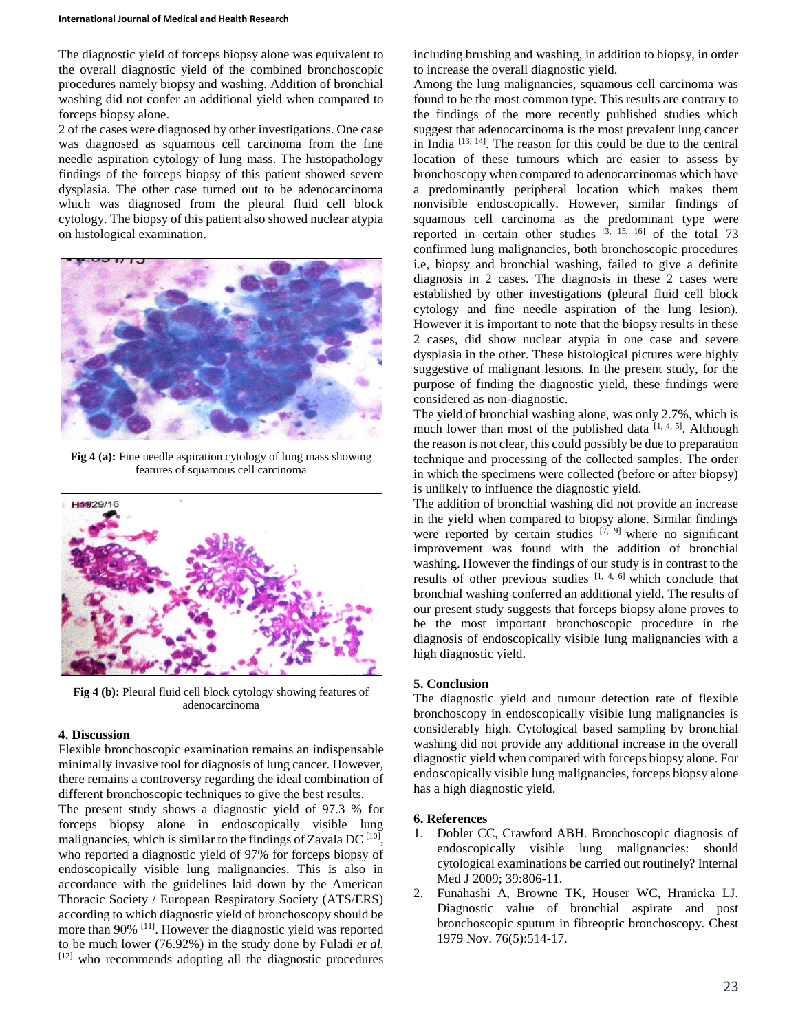The diagnostic yield of forceps biopsy alone was equivalent to the overall diagnostic yield of the combined bronchoscopic procedures namely biopsy and washing. Addition of bronchial washing did not confer an additional yield when compared to forceps biopsy alone.

2 of the cases were diagnosed by other investigations. One case was diagnosed as squamous cell carcinoma from the fine needle aspiration cytology of lung mass. The histopathology findings of the forceps biopsy of this patient showed severe dysplasia. The other case turned out to be adenocarcinoma which was diagnosed from the pleural fluid cell block cytology. The biopsy of this patient also showed nuclear atypia on histological examination.

**Fig 4 (a):** Fine needle aspiration cytology of lung mass showing features of squamous cell carcinoma

**Fig 4 (b):** Pleural fluid cell block cytology showing features of adenocarcinoma

## 4. Discussion

Flexible bronchoscopic examination remains an indispensable minimally invasive tool for diagnosis of lung cancer. However, there remains a controversy regarding the ideal combination of different bronchoscopic techniques to give the best results.

The present study shows a diagnostic yield of 97.3 % for forceps biopsy alone in endoscopically visible lung malignancies, which is similar to the findings of Zavala DC [10], who reported a diagnostic yield of 97% for forceps biopsy of endoscopically visible lung malignancies. This is also in accordance with the guidelines laid down by the American Thoracic Society / European Respiratory Society (ATS/ERS) according to which diagnostic yield of bronchoscopy should be more than 90% [11]. However the diagnostic yield was reported to be much lower (76.92%) in the study done by Fuladi *et al.* [12] who recommends adopting all the diagnostic procedures including brushing and washing, in addition to biopsy, in order to increase the overall diagnostic yield.

Among the lung malignancies, squamous cell carcinoma was found to be the most common type. This results are contrary to the findings of the more recently published studies which suggest that adenocarcinoma is the most prevalent lung cancer in India [13, 14]. The reason for this could be due to the central location of these tumours which are easier to assess by bronchoscopy when compared to adenocarcinomas which have a predominantly peripheral location which makes them nonvisible endoscopically. However, similar findings of squamous cell carcinoma as the predominant type were reported in certain other studies [3, 15, 16] of the total 73 confirmed lung malignancies, both bronchoscopic procedures i.e, biopsy and bronchial washing, failed to give a definite diagnosis in 2 cases. The diagnosis in these 2 cases were established by other investigations (pleural fluid cell block cytology and fine needle aspiration of the lung lesion). However it is important to note that the biopsy results in these 2 cases, did show nuclear atypia in one case and severe dysplasia in the other. These histological pictures were highly suggestive of malignant lesions. In the present study, for the purpose of finding the diagnostic yield, these findings were considered as non-diagnostic.

The yield of bronchial washing alone, was only 2.7%, which is much lower than most of the published data [1, 4, 5]. Although the reason is not clear, this could possibly be due to preparation technique and processing of the collected samples. The order in which the specimens were collected (before or after biopsy) is unlikely to influence the diagnostic yield.

The addition of bronchial washing did not provide an increase in the yield when compared to biopsy alone. Similar findings were reported by certain studies [7, 9] where no significant improvement was found with the addition of bronchial washing. However the findings of our study is in contrast to the results of other previous studies [1, 4, 6] which conclude that bronchial washing conferred an additional yield. The results of our present study suggests that forceps biopsy alone proves to be the most important bronchoscopic procedure in the diagnosis of endoscopically visible lung malignancies with a high diagnostic yield.

## 5. Conclusion

The diagnostic yield and tumour detection rate of flexible bronchoscopy in endoscopically visible lung malignancies is considerably high. Cytological based sampling by bronchial washing did not provide any additional increase in the overall diagnostic yield when compared with forceps biopsy alone. For endoscopically visible lung malignancies, forceps biopsy alone has a high diagnostic yield.

## 6. References

1. Dobler CC, Crawford ABH. Bronchoscopic diagnosis of endoscopically visible lung malignancies: should cytological examinations be carried out routinely? Internal Med J 2009; 39:806-11.
2. Funahashi A, Browne TK, Houser WC, Hranicka LJ. Diagnostic value of bronchial aspirate and post bronchoscopic sputum in fibreoptic bronchoscopy. Chest 1979 Nov. 76(5):514-17.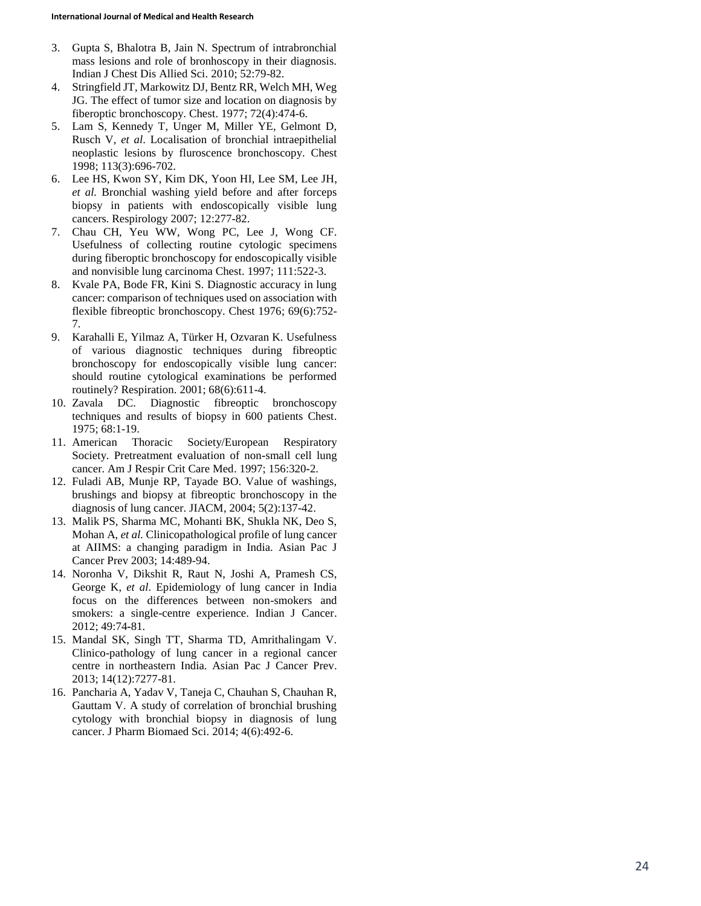3. Gupta S, Bhalotra B, Jain N. Spectrum of intrabronchial mass lesions and role of bronhoscopy in their diagnosis. Indian J Chest Dis Allied Sci. 2010; 52:79-82.
4. Stringfield JT, Markowitz DJ, Bentz RR, Welch MH, Weg JG. The effect of tumor size and location on diagnosis by fiberoptic bronchoscopy. Chest. 1977; 72(4):474-6.
5. Lam S, Kennedy T, Unger M, Miller YE, Gelmont D, Rusch V, *et al*. Localisation of bronchial intraepithelial neoplastic lesions by fluroscence bronchoscopy. Chest 1998; 113(3):696-702.
6. Lee HS, Kwon SY, Kim DK, Yoon HI, Lee SM, Lee JH, *et al.* Bronchial washing yield before and after forceps biopsy in patients with endoscopically visible lung cancers. Respirology 2007; 12:277-82.
7. Chau CH, Yeu WW, Wong PC, Lee J, Wong CF. Usefulness of collecting routine cytologic specimens during fiberoptic bronchoscopy for endoscopically visible and nonvisible lung carcinoma Chest. 1997; 111:522-3.
8. Kvale PA, Bode FR, Kini S. Diagnostic accuracy in lung cancer: comparison of techniques used on association with flexible fibreoptic bronchoscopy. Chest 1976; 69(6):752-7.
9. Karahalli E, Yilmaz A, Türker H, Ozvaran K. Usefulness of various diagnostic techniques during fibreoptic bronchoscopy for endoscopically visible lung cancer: should routine cytological examinations be performed routinely? Respiration. 2001; 68(6):611-4.
10. Zavala DC. Diagnostic fibreoptic bronchoscopy techniques and results of biopsy in 600 patients Chest. 1975; 68:1-19.
11. American Thoracic Society/European Respiratory Society. Pretreatment evaluation of non-small cell lung cancer. Am J Respir Crit Care Med. 1997; 156:320-2.
12. Fuladi AB, Munje RP, Tayade BO. Value of washings, brushings and biopsy at fibreoptic bronchoscopy in the diagnosis of lung cancer. JIACM, 2004; 5(2):137-42.
13. Malik PS, Sharma MC, Mohanti BK, Shukla NK, Deo S, Mohan A, *et al.* Clinicopathological profile of lung cancer at AIIMS: a changing paradigm in India. Asian Pac J Cancer Prev 2003; 14:489-94.
14. Noronha V, Dikshit R, Raut N, Joshi A, Pramesh CS, George K, *et al*. Epidemiology of lung cancer in India focus on the differences between non-smokers and smokers: a single-centre experience. Indian J Cancer. 2012; 49:74-81.
15. Mandal SK, Singh TT, Sharma TD, Amrithalingam V. Clinico-pathology of lung cancer in a regional cancer centre in northeastern India. Asian Pac J Cancer Prev. 2013; 14(12):7277-81.
16. Pancharia A, Yadav V, Taneja C, Chauhan S, Chauhan R, Gauttam V. A study of correlation of bronchial brushing cytology with bronchial biopsy in diagnosis of lung cancer. J Pharm Biomaed Sci. 2014; 4(6):492-6.